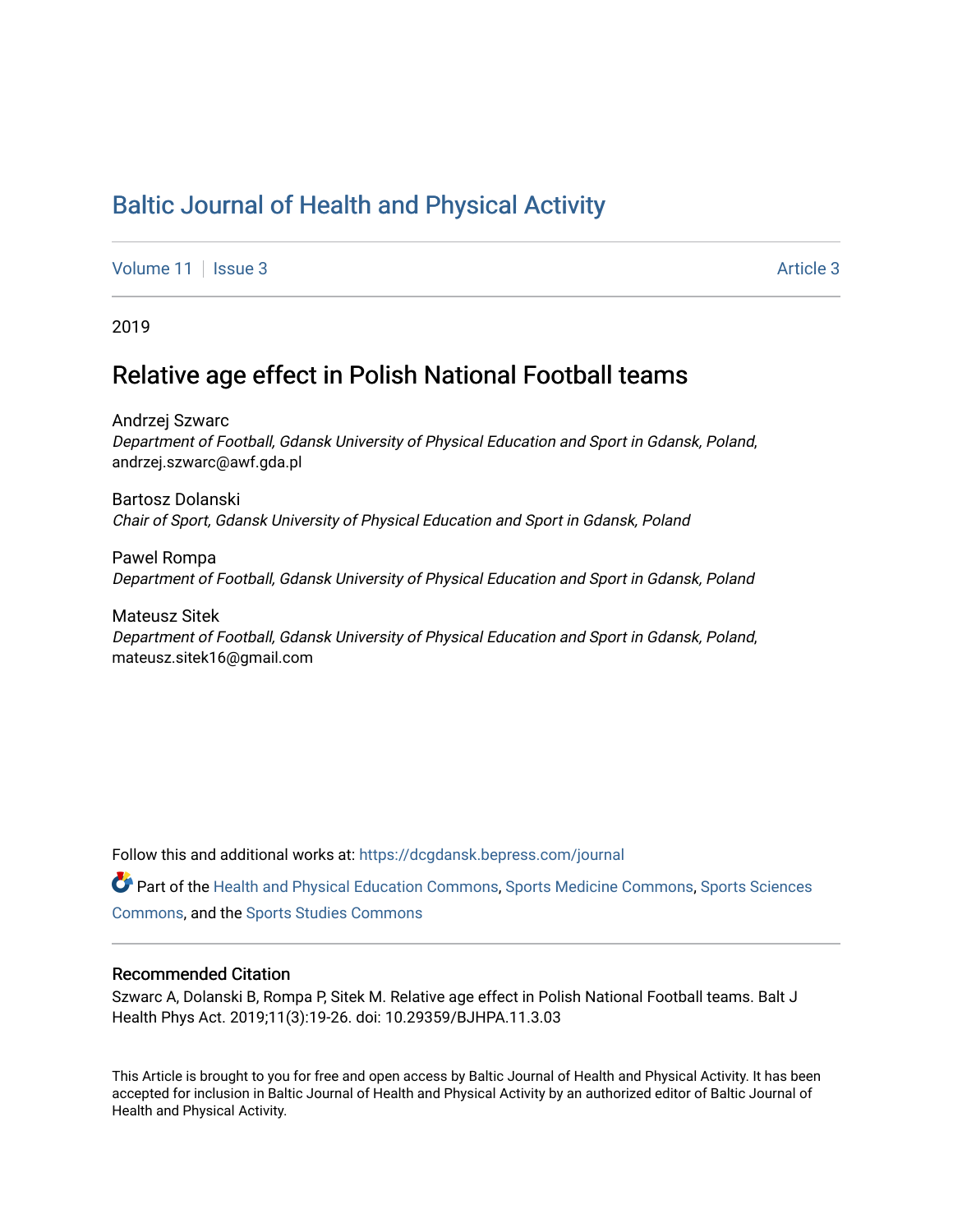# Baltic Journal of Health and Physical Activity

Volume 11 | Issue 3 Article 3

2019

## Relative age effect in Polish National Football teams

Andrzej Szwarc
*Department of Football, Gdansk University of Physical Education and Sport in Gdansk, Poland*, andrzej.szwarc@awf.gda.pl

Bartosz Dolanski
*Chair of Sport, Gdansk University of Physical Education and Sport in Gdansk, Poland*

Pawel Rompa
*Department of Football, Gdansk University of Physical Education and Sport in Gdansk, Poland*

Mateusz Sitek
*Department of Football, Gdansk University of Physical Education and Sport in Gdansk, Poland*, mateusz.sitek16@gmail.com

Follow this and additional works at: https://dcgdansk.bepress.com/journal

Part of the Health and Physical Education Commons, Sports Medicine Commons, Sports Sciences Commons, and the Sports Studies Commons

### Recommended Citation

Szwarc A, Dolanski B, Rompa P, Sitek M. Relative age effect in Polish National Football teams. Balt J Health Phys Act. 2019;11(3):19-26. doi: 10.29359/BJHPA.11.3.03

This Article is brought to you for free and open access by Baltic Journal of Health and Physical Activity. It has been accepted for inclusion in Baltic Journal of Health and Physical Activity by an authorized editor of Baltic Journal of Health and Physical Activity.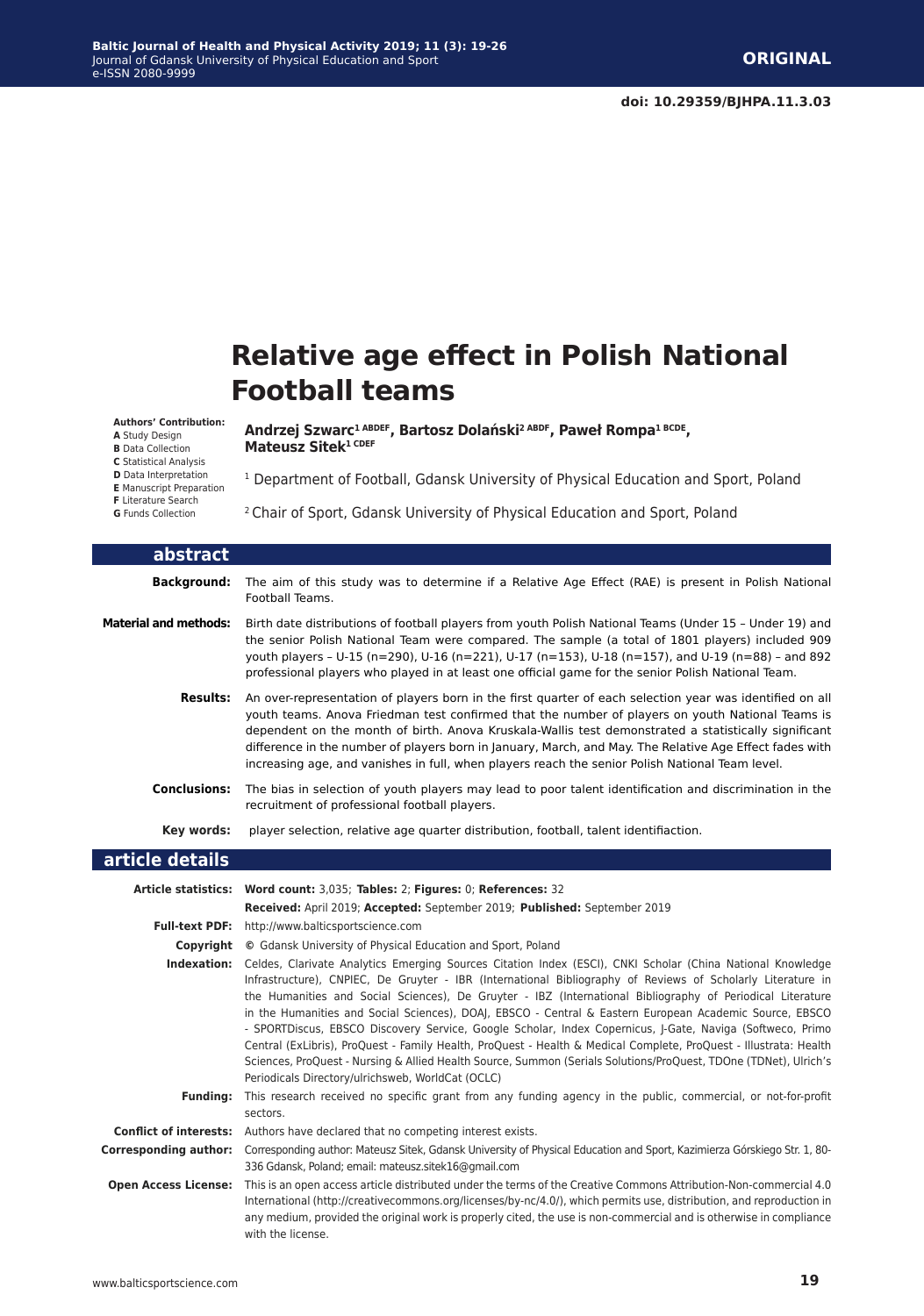# Relative age effect in Polish National Football teams

**Authors' Contribution:**
**A** Study Design
**B** Data Collection
**C** Statistical Analysis
**D** Data Interpretation
**E** Manuscript Preparation
**F** Literature Search
**G** Funds Collection

**Andrzej Szwarc[1 ABDEF], Bartosz Dolański[2 ABDF], Paweł Rompa[1 BCDE], Mateusz Sitek[1 CDEF]**

[1] Department of Football, Gdansk University of Physical Education and Sport, Poland

[2] Chair of Sport, Gdansk University of Physical Education and Sport, Poland

## abstract

**Background:** The aim of this study was to determine if a Relative Age Effect (RAE) is present in Polish National Football Teams.

**Material and methods:** Birth date distributions of football players from youth Polish National Teams (Under 15 – Under 19) and the senior Polish National Team were compared. The sample (a total of 1801 players) included 909 youth players – U-15 (n=290), U-16 (n=221), U-17 (n=153), U-18 (n=157), and U-19 (n=88) – and 892 professional players who played in at least one official game for the senior Polish National Team.

**Results:** An over-representation of players born in the first quarter of each selection year was identified on all youth teams. Anova Friedman test confirmed that the number of players on youth National Teams is dependent on the month of birth. Anova Kruskala-Wallis test demonstrated a statistically significant difference in the number of players born in January, March, and May. The Relative Age Effect fades with increasing age, and vanishes in full, when players reach the senior Polish National Team level.

**Conclusions:** The bias in selection of youth players may lead to poor talent identification and discrimination in the recruitment of professional football players.

**Key words:** player selection, relative age quarter distribution, football, talent identifiaction.

## article details

**Article statistics:** **Word count:** 3,035; **Tables:** 2; **Figures:** 0; **References:** 32

**Received:** April 2019; **Accepted:** September 2019; **Published:** September 2019

**Full-text PDF:** http://www.balticsportscience.com

**Copyright** © Gdansk University of Physical Education and Sport, Poland

**Indexation:** Celdes, Clarivate Analytics Emerging Sources Citation Index (ESCI), CNKI Scholar (China National Knowledge Infrastructure), CNPIEC, De Gruyter - IBR (International Bibliography of Reviews of Scholarly Literature in the Humanities and Social Sciences), De Gruyter - IBZ (International Bibliography of Periodical Literature in the Humanities and Social Sciences), DOAJ, EBSCO - Central & Eastern European Academic Source, EBSCO - SPORTDiscus, EBSCO Discovery Service, Google Scholar, Index Copernicus, J-Gate, Naviga (Softweco, Primo Central (ExLibris), ProQuest - Family Health, ProQuest - Health & Medical Complete, ProQuest - Illustrata: Health Sciences, ProQuest - Nursing & Allied Health Source, Summon (Serials Solutions/ProQuest, TDOne (TDNet), Ulrich's Periodicals Directory/ulrichsweb, WorldCat (OCLC)

**Funding:** This research received no specific grant from any funding agency in the public, commercial, or not-for-profit sectors.

**Conflict of interests:** Authors have declared that no competing interest exists.

**Corresponding author:** Corresponding author: Mateusz Sitek, Gdansk University of Physical Education and Sport, Kazimierza Górskiego Str. 1, 80-336 Gdansk, Poland; email: mateusz.sitek16@gmail.com

**Open Access License:** This is an open access article distributed under the terms of the Creative Commons Attribution-Non-commercial 4.0 International (http://creativecommons.org/licenses/by-nc/4.0/), which permits use, distribution, and reproduction in any medium, provided the original work is properly cited, the use is non-commercial and is otherwise in compliance with the license.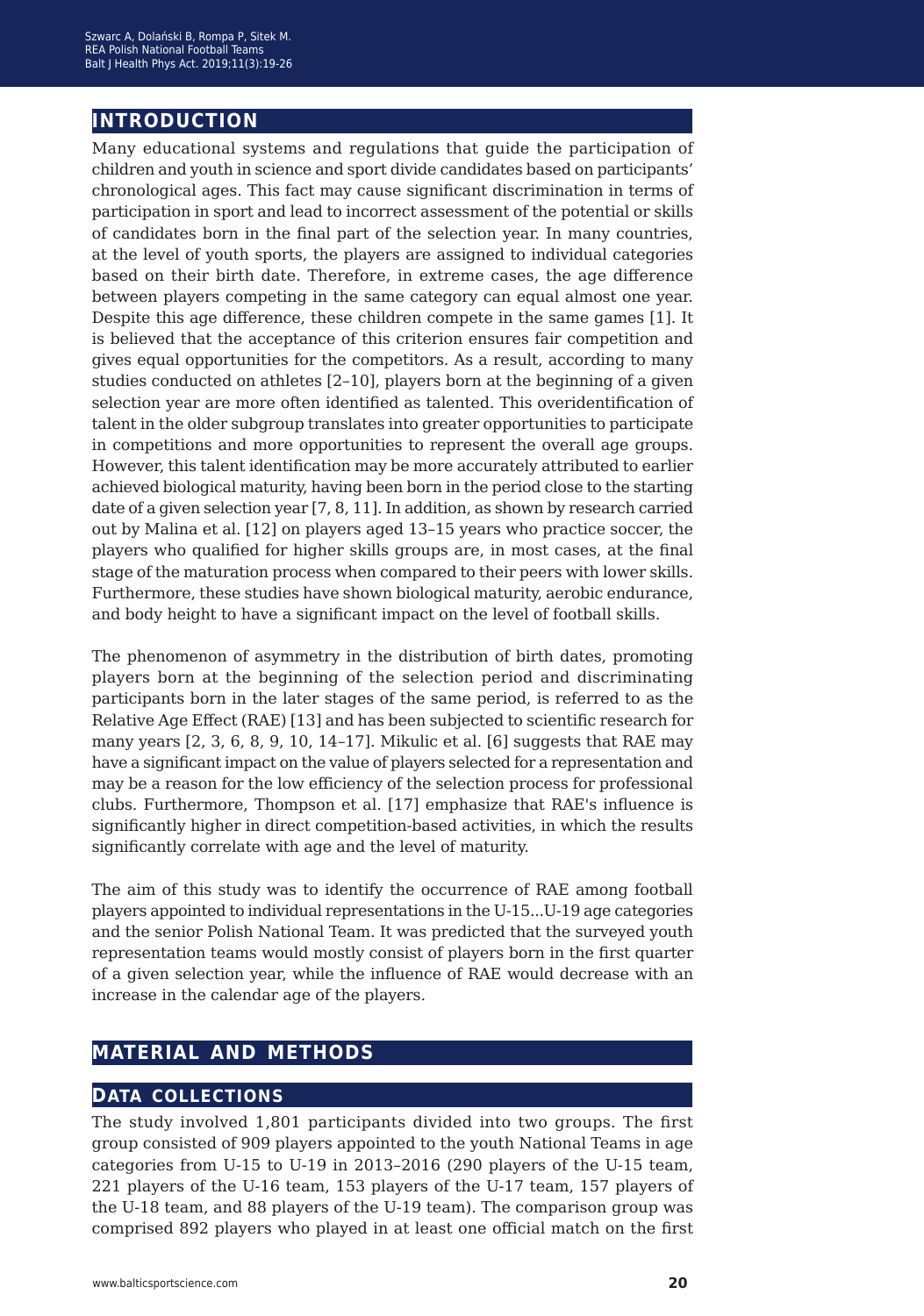## INTRODUCTION

Many educational systems and regulations that guide the participation of children and youth in science and sport divide candidates based on participants' chronological ages. This fact may cause significant discrimination in terms of participation in sport and lead to incorrect assessment of the potential or skills of candidates born in the final part of the selection year. In many countries, at the level of youth sports, the players are assigned to individual categories based on their birth date. Therefore, in extreme cases, the age difference between players competing in the same category can equal almost one year. Despite this age difference, these children compete in the same games [1]. It is believed that the acceptance of this criterion ensures fair competition and gives equal opportunities for the competitors. As a result, according to many studies conducted on athletes [2–10], players born at the beginning of a given selection year are more often identified as talented. This overidentification of talent in the older subgroup translates into greater opportunities to participate in competitions and more opportunities to represent the overall age groups. However, this talent identification may be more accurately attributed to earlier achieved biological maturity, having been born in the period close to the starting date of a given selection year [7, 8, 11]. In addition, as shown by research carried out by Malina et al. [12] on players aged 13–15 years who practice soccer, the players who qualified for higher skills groups are, in most cases, at the final stage of the maturation process when compared to their peers with lower skills. Furthermore, these studies have shown biological maturity, aerobic endurance, and body height to have a significant impact on the level of football skills.

The phenomenon of asymmetry in the distribution of birth dates, promoting players born at the beginning of the selection period and discriminating participants born in the later stages of the same period, is referred to as the Relative Age Effect (RAE) [13] and has been subjected to scientific research for many years [2, 3, 6, 8, 9, 10, 14–17]. Mikulic et al. [6] suggests that RAE may have a significant impact on the value of players selected for a representation and may be a reason for the low efficiency of the selection process for professional clubs. Furthermore, Thompson et al. [17] emphasize that RAE's influence is significantly higher in direct competition-based activities, in which the results significantly correlate with age and the level of maturity.

The aim of this study was to identify the occurrence of RAE among football players appointed to individual representations in the U-15...U-19 age categories and the senior Polish National Team. It was predicted that the surveyed youth representation teams would mostly consist of players born in the first quarter of a given selection year, while the influence of RAE would decrease with an increase in the calendar age of the players.

## MATERIAL AND METHODS

### DATA COLLECTIONS

The study involved 1,801 participants divided into two groups. The first group consisted of 909 players appointed to the youth National Teams in age categories from U-15 to U-19 in 2013–2016 (290 players of the U-15 team, 221 players of the U-16 team, 153 players of the U-17 team, 157 players of the U-18 team, and 88 players of the U-19 team). The comparison group was comprised 892 players who played in at least one official match on the first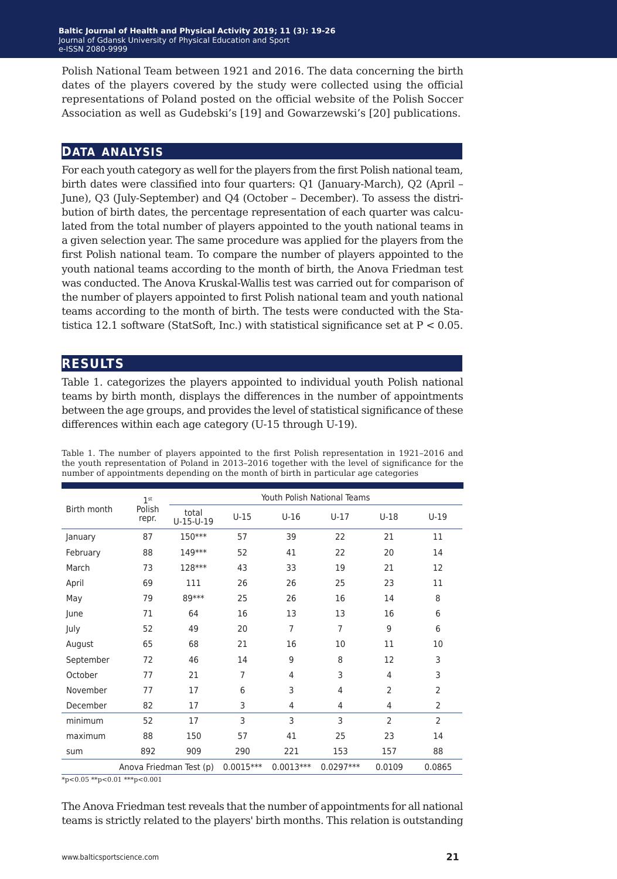Polish National Team between 1921 and 2016. The data concerning the birth dates of the players covered by the study were collected using the official representations of Poland posted on the official website of the Polish Soccer Association as well as Gudebski's [19] and Gowarzewski's [20] publications.

## DATA ANALYSIS

For each youth category as well for the players from the first Polish national team, birth dates were classified into four quarters: Q1 (January-March), Q2 (April – June), Q3 (July-September) and Q4 (October – December). To assess the distribution of birth dates, the percentage representation of each quarter was calculated from the total number of players appointed to the youth national teams in a given selection year. The same procedure was applied for the players from the first Polish national team. To compare the number of players appointed to the youth national teams according to the month of birth, the Anova Friedman test was conducted. The Anova Kruskal-Wallis test was carried out for comparison of the number of players appointed to first Polish national team and youth national teams according to the month of birth. The tests were conducted with the Statistica 12.1 software (StatSoft, Inc.) with statistical significance set at $P < 0.05$.

## RESULTS

Table 1. categorizes the players appointed to individual youth Polish national teams by birth month, displays the differences in the number of appointments between the age groups, and provides the level of statistical significance of these differences within each age category (U-15 through U-19).

Table 1. The number of players appointed to the first Polish representation in 1921–2016 and the youth representation of Poland in 2013–2016 together with the level of significance for the number of appointments depending on the month of birth in particular age categories

| Birth month | 1st Polish repr. | Youth Polish National Teams | | | | | |
|---|---|---|---|---|---|---|---|
| | | total U-15-U-19 | U-15 | U-16 | U-17 | U-18 | U-19 |
| January | 87 | 150*** | 57 | 39 | 22 | 21 | 11 |
| February | 88 | 149*** | 52 | 41 | 22 | 20 | 14 |
| March | 73 | 128*** | 43 | 33 | 19 | 21 | 12 |
| April | 69 | 111 | 26 | 26 | 25 | 23 | 11 |
| May | 79 | 89*** | 25 | 26 | 16 | 14 | 8 |
| June | 71 | 64 | 16 | 13 | 13 | 16 | 6 |
| July | 52 | 49 | 20 | 7 | 7 | 9 | 6 |
| August | 65 | 68 | 21 | 16 | 10 | 11 | 10 |
| September | 72 | 46 | 14 | 9 | 8 | 12 | 3 |
| October | 77 | 21 | 7 | 4 | 3 | 4 | 3 |
| November | 77 | 17 | 6 | 3 | 4 | 2 | 2 |
| December | 82 | 17 | 3 | 4 | 4 | 4 | 2 |
| minimum | 52 | 17 | 3 | 3 | 3 | 2 | 2 |
| maximum | 88 | 150 | 57 | 41 | 25 | 23 | 14 |
| sum | 892 | 909 | 290 | 221 | 153 | 157 | 88 |
| Anova Friedman Test (p) | | | 0.0015*** | 0.0013*** | 0.0297*** | 0.0109 | 0.0865 |

*p<0.05 **p<0.01 ***p<0.001

The Anova Friedman test reveals that the number of appointments for all national teams is strictly related to the players' birth months. This relation is outstanding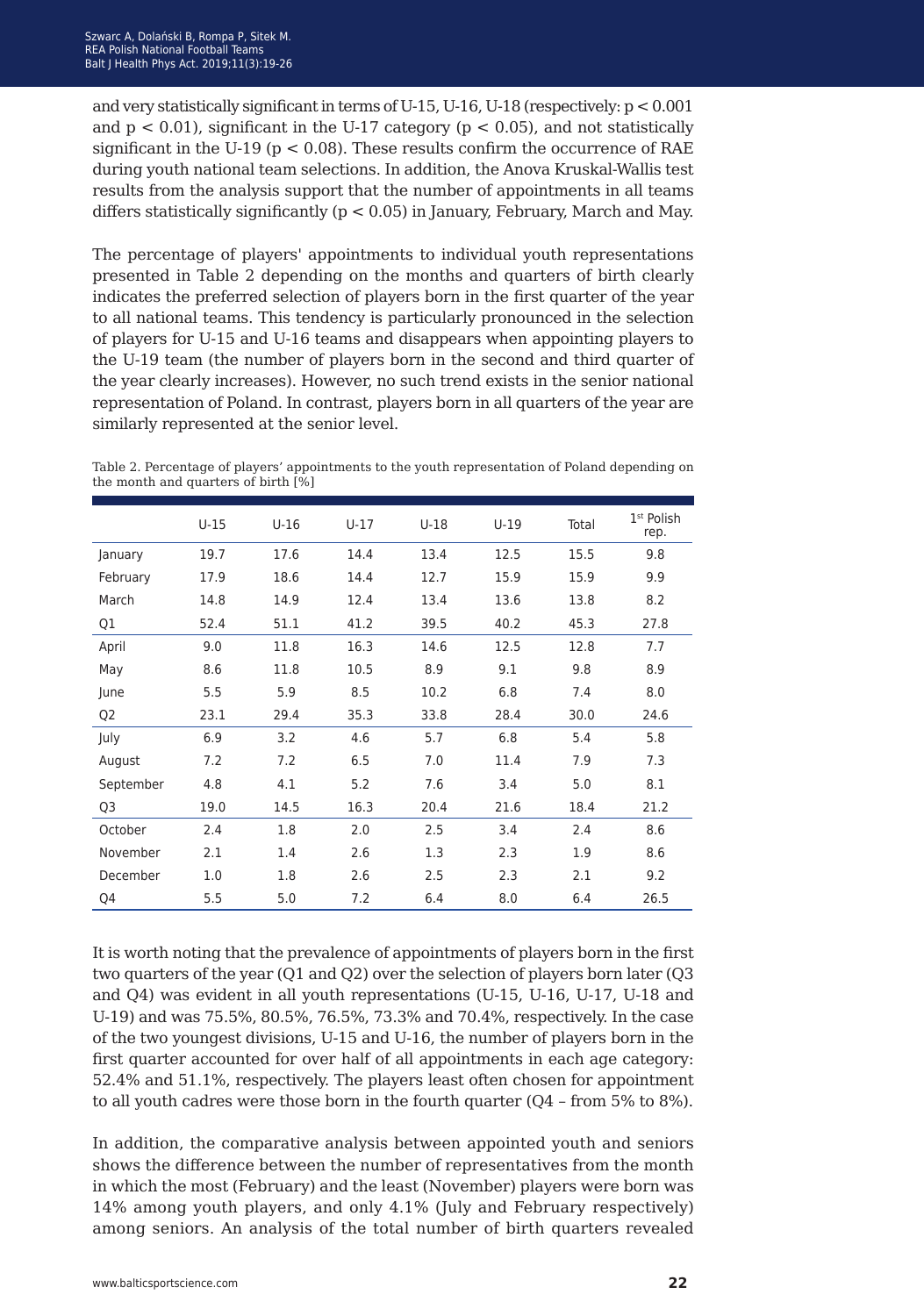and very statistically significant in terms of U-15, U-16, U-18 (respectively: $p < 0.001$ and $p < 0.01$), significant in the U-17 category ($p < 0.05$), and not statistically significant in the U-19 ($p < 0.08$). These results confirm the occurrence of RAE during youth national team selections. In addition, the Anova Kruskal-Wallis test results from the analysis support that the number of appointments in all teams differs statistically significantly ($p < 0.05$) in January, February, March and May.

The percentage of players' appointments to individual youth representations presented in Table 2 depending on the months and quarters of birth clearly indicates the preferred selection of players born in the first quarter of the year to all national teams. This tendency is particularly pronounced in the selection of players for U-15 and U-16 teams and disappears when appointing players to the U-19 team (the number of players born in the second and third quarter of the year clearly increases). However, no such trend exists in the senior national representation of Poland. In contrast, players born in all quarters of the year are similarly represented at the senior level.

Table 2. Percentage of players' appointments to the youth representation of Poland depending on the month and quarters of birth [%]

| | U-15 | U-16 | U-17 | U-18 | U-19 | Total | 1st Polish rep. |
|---|---|---|---|---|---|---|---|
| January | 19.7 | 17.6 | 14.4 | 13.4 | 12.5 | 15.5 | 9.8 |
| February | 17.9 | 18.6 | 14.4 | 12.7 | 15.9 | 15.9 | 9.9 |
| March | 14.8 | 14.9 | 12.4 | 13.4 | 13.6 | 13.8 | 8.2 |
| Q1 | 52.4 | 51.1 | 41.2 | 39.5 | 40.2 | 45.3 | 27.8 |
| April | 9.0 | 11.8 | 16.3 | 14.6 | 12.5 | 12.8 | 7.7 |
| May | 8.6 | 11.8 | 10.5 | 8.9 | 9.1 | 9.8 | 8.9 |
| June | 5.5 | 5.9 | 8.5 | 10.2 | 6.8 | 7.4 | 8.0 |
| Q2 | 23.1 | 29.4 | 35.3 | 33.8 | 28.4 | 30.0 | 24.6 |
| July | 6.9 | 3.2 | 4.6 | 5.7 | 6.8 | 5.4 | 5.8 |
| August | 7.2 | 7.2 | 6.5 | 7.0 | 11.4 | 7.9 | 7.3 |
| September | 4.8 | 4.1 | 5.2 | 7.6 | 3.4 | 5.0 | 8.1 |
| Q3 | 19.0 | 14.5 | 16.3 | 20.4 | 21.6 | 18.4 | 21.2 |
| October | 2.4 | 1.8 | 2.0 | 2.5 | 3.4 | 2.4 | 8.6 |
| November | 2.1 | 1.4 | 2.6 | 1.3 | 2.3 | 1.9 | 8.6 |
| December | 1.0 | 1.8 | 2.6 | 2.5 | 2.3 | 2.1 | 9.2 |
| Q4 | 5.5 | 5.0 | 7.2 | 6.4 | 8.0 | 6.4 | 26.5 |

It is worth noting that the prevalence of appointments of players born in the first two quarters of the year (Q1 and Q2) over the selection of players born later (Q3 and Q4) was evident in all youth representations (U-15, U-16, U-17, U-18 and U-19) and was 75.5%, 80.5%, 76.5%, 73.3% and 70.4%, respectively. In the case of the two youngest divisions, U-15 and U-16, the number of players born in the first quarter accounted for over half of all appointments in each age category: 52.4% and 51.1%, respectively. The players least often chosen for appointment to all youth cadres were those born in the fourth quarter (Q4 – from 5% to 8%).

In addition, the comparative analysis between appointed youth and seniors shows the difference between the number of representatives from the month in which the most (February) and the least (November) players were born was 14% among youth players, and only 4.1% (July and February respectively) among seniors. An analysis of the total number of birth quarters revealed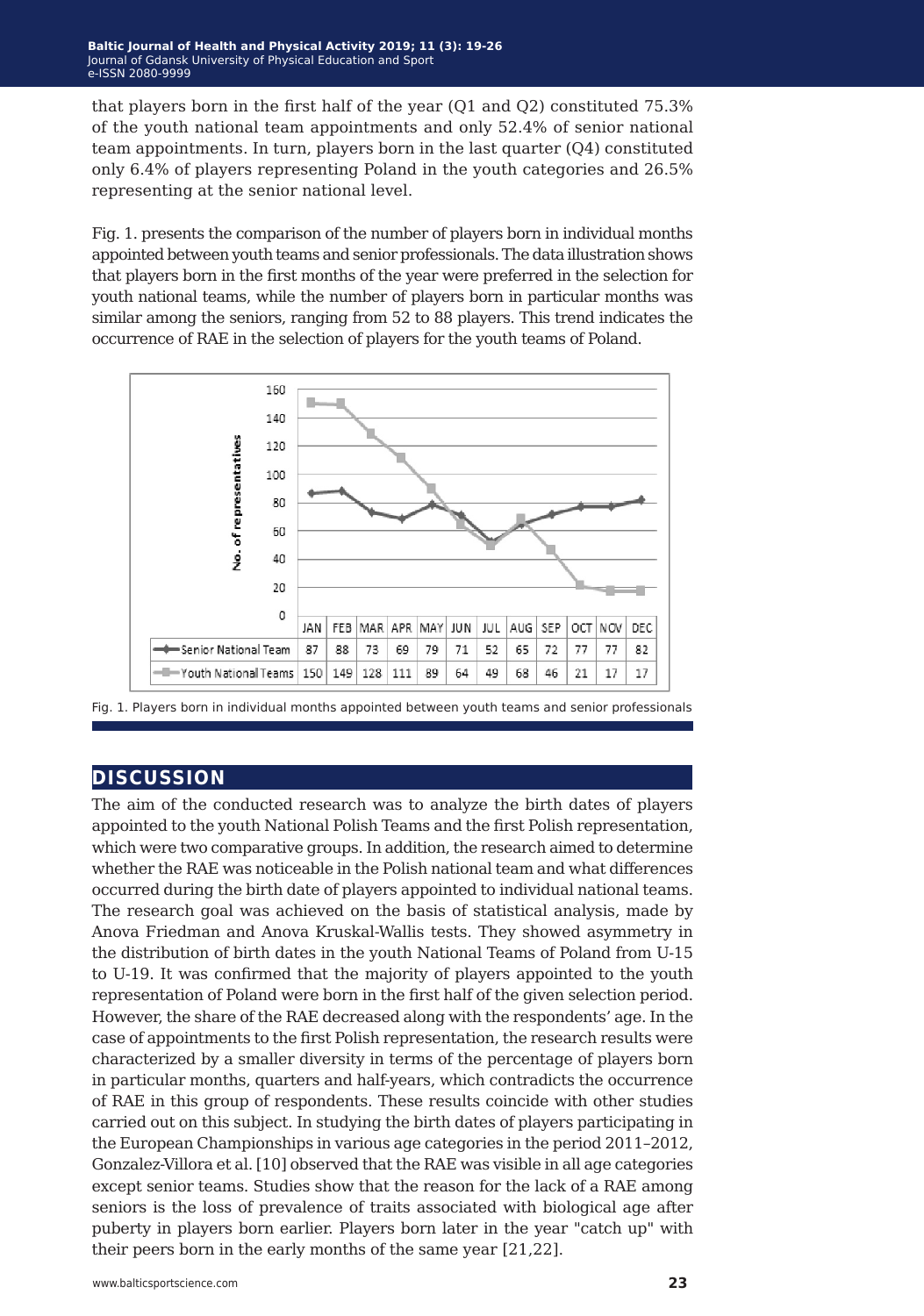that players born in the first half of the year (Q1 and Q2) constituted 75.3% of the youth national team appointments and only 52.4% of senior national team appointments. In turn, players born in the last quarter (Q4) constituted only 6.4% of players representing Poland in the youth categories and 26.5% representing at the senior national level.

Fig. 1. presents the comparison of the number of players born in individual months appointed between youth teams and senior professionals. The data illustration shows that players born in the first months of the year were preferred in the selection for youth national teams, while the number of players born in particular months was similar among the seniors, ranging from 52 to 88 players. This trend indicates the occurrence of RAE in the selection of players for the youth teams of Poland.

| | JAN | FEB | MAR | APR | MAY | JUN | JUL | AUG | SEP | OCT | NOV | DEC |
|---|---|---|---|---|---|---|---|---|---|---|---|---|
| Senior National Team | 87 | 88 | 73 | 69 | 79 | 71 | 52 | 65 | 72 | 77 | 77 | 82 |
| Youth National Teams | 150 | 149 | 128 | 111 | 89 | 64 | 49 | 68 | 46 | 21 | 17 | 17 |

Fig. 1. Players born in individual months appointed between youth teams and senior professionals

## DISCUSSION

The aim of the conducted research was to analyze the birth dates of players appointed to the youth National Polish Teams and the first Polish representation, which were two comparative groups. In addition, the research aimed to determine whether the RAE was noticeable in the Polish national team and what differences occurred during the birth date of players appointed to individual national teams. The research goal was achieved on the basis of statistical analysis, made by Anova Friedman and Anova Kruskal-Wallis tests. They showed asymmetry in the distribution of birth dates in the youth National Teams of Poland from U-15 to U-19. It was confirmed that the majority of players appointed to the youth representation of Poland were born in the first half of the given selection period. However, the share of the RAE decreased along with the respondents' age. In the case of appointments to the first Polish representation, the research results were characterized by a smaller diversity in terms of the percentage of players born in particular months, quarters and half-years, which contradicts the occurrence of RAE in this group of respondents. These results coincide with other studies carried out on this subject. In studying the birth dates of players participating in the European Championships in various age categories in the period 2011–2012, Gonzalez-Villora et al. [10] observed that the RAE was visible in all age categories except senior teams. Studies show that the reason for the lack of a RAE among seniors is the loss of prevalence of traits associated with biological age after puberty in players born earlier. Players born later in the year "catch up" with their peers born in the early months of the same year [21,22].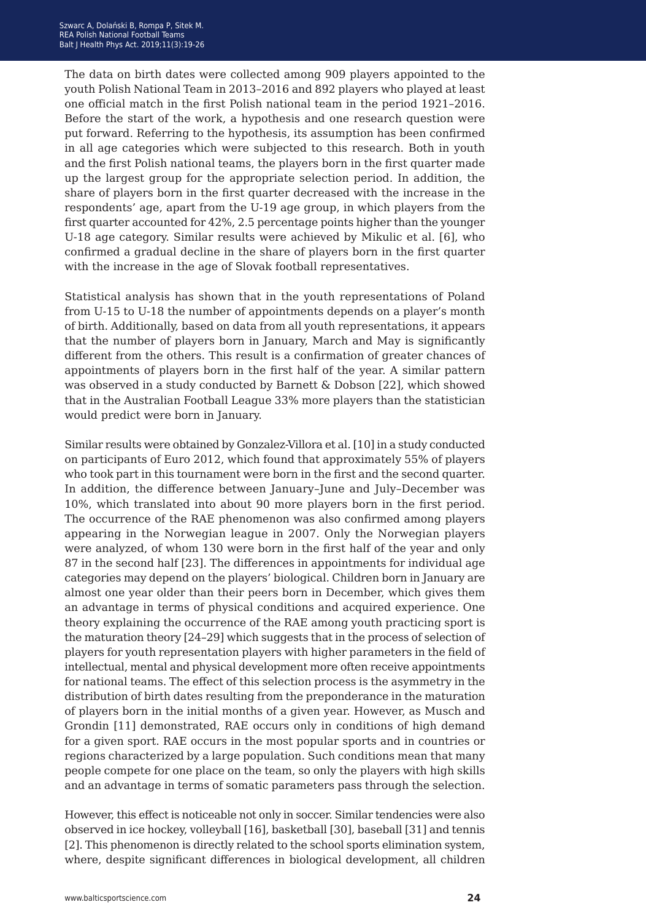The data on birth dates were collected among 909 players appointed to the youth Polish National Team in 2013–2016 and 892 players who played at least one official match in the first Polish national team in the period 1921–2016. Before the start of the work, a hypothesis and one research question were put forward. Referring to the hypothesis, its assumption has been confirmed in all age categories which were subjected to this research. Both in youth and the first Polish national teams, the players born in the first quarter made up the largest group for the appropriate selection period. In addition, the share of players born in the first quarter decreased with the increase in the respondents' age, apart from the U-19 age group, in which players from the first quarter accounted for 42%, 2.5 percentage points higher than the younger U-18 age category. Similar results were achieved by Mikulic et al. [6], who confirmed a gradual decline in the share of players born in the first quarter with the increase in the age of Slovak football representatives.

Statistical analysis has shown that in the youth representations of Poland from U-15 to U-18 the number of appointments depends on a player's month of birth. Additionally, based on data from all youth representations, it appears that the number of players born in January, March and May is significantly different from the others. This result is a confirmation of greater chances of appointments of players born in the first half of the year. A similar pattern was observed in a study conducted by Barnett & Dobson [22], which showed that in the Australian Football League 33% more players than the statistician would predict were born in January.

Similar results were obtained by Gonzalez-Villora et al. [10] in a study conducted on participants of Euro 2012, which found that approximately 55% of players who took part in this tournament were born in the first and the second quarter. In addition, the difference between January–June and July–December was 10%, which translated into about 90 more players born in the first period. The occurrence of the RAE phenomenon was also confirmed among players appearing in the Norwegian league in 2007. Only the Norwegian players were analyzed, of whom 130 were born in the first half of the year and only 87 in the second half [23]. The differences in appointments for individual age categories may depend on the players' biological. Children born in January are almost one year older than their peers born in December, which gives them an advantage in terms of physical conditions and acquired experience. One theory explaining the occurrence of the RAE among youth practicing sport is the maturation theory [24–29] which suggests that in the process of selection of players for youth representation players with higher parameters in the field of intellectual, mental and physical development more often receive appointments for national teams. The effect of this selection process is the asymmetry in the distribution of birth dates resulting from the preponderance in the maturation of players born in the initial months of a given year. However, as Musch and Grondin [11] demonstrated, RAE occurs only in conditions of high demand for a given sport. RAE occurs in the most popular sports and in countries or regions characterized by a large population. Such conditions mean that many people compete for one place on the team, so only the players with high skills and an advantage in terms of somatic parameters pass through the selection.

However, this effect is noticeable not only in soccer. Similar tendencies were also observed in ice hockey, volleyball [16], basketball [30], baseball [31] and tennis [2]. This phenomenon is directly related to the school sports elimination system, where, despite significant differences in biological development, all children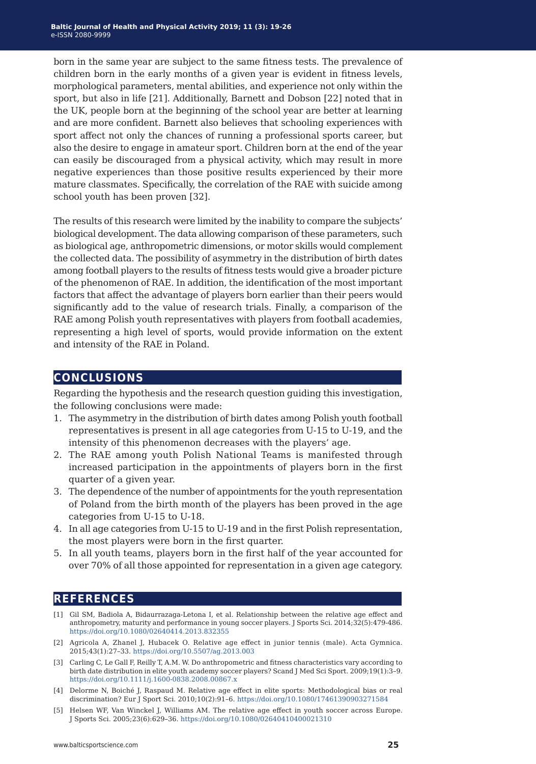born in the same year are subject to the same fitness tests. The prevalence of children born in the early months of a given year is evident in fitness levels, morphological parameters, mental abilities, and experience not only within the sport, but also in life [21]. Additionally, Barnett and Dobson [22] noted that in the UK, people born at the beginning of the school year are better at learning and are more confident. Barnett also believes that schooling experiences with sport affect not only the chances of running a professional sports career, but also the desire to engage in amateur sport. Children born at the end of the year can easily be discouraged from a physical activity, which may result in more negative experiences than those positive results experienced by their more mature classmates. Specifically, the correlation of the RAE with suicide among school youth has been proven [32].

The results of this research were limited by the inability to compare the subjects' biological development. The data allowing comparison of these parameters, such as biological age, anthropometric dimensions, or motor skills would complement the collected data. The possibility of asymmetry in the distribution of birth dates among football players to the results of fitness tests would give a broader picture of the phenomenon of RAE. In addition, the identification of the most important factors that affect the advantage of players born earlier than their peers would significantly add to the value of research trials. Finally, a comparison of the RAE among Polish youth representatives with players from football academies, representing a high level of sports, would provide information on the extent and intensity of the RAE in Poland.

## CONCLUSIONS

Regarding the hypothesis and the research question guiding this investigation, the following conclusions were made:

1. The asymmetry in the distribution of birth dates among Polish youth football representatives is present in all age categories from U-15 to U-19, and the intensity of this phenomenon decreases with the players' age.
2. The RAE among youth Polish National Teams is manifested through increased participation in the appointments of players born in the first quarter of a given year.
3. The dependence of the number of appointments for the youth representation of Poland from the birth month of the players has been proved in the age categories from U-15 to U-18.
4. In all age categories from U-15 to U-19 and in the first Polish representation, the most players were born in the first quarter.
5. In all youth teams, players born in the first half of the year accounted for over 70% of all those appointed for representation in a given age category.

## REFERENCES

[1] Gil SM, Badiola A, Bidaurrazaga-Letona I, et al. Relationship between the relative age effect and anthropometry, maturity and performance in young soccer players. J Sports Sci. 2014;32(5):479-486. https://doi.org/10.1080/02640414.2013.832355

[2] Agricola A, Zhanel J, Hubacek O. Relative age effect in junior tennis (male). Acta Gymnica. 2015;43(1):27–33. https://doi.org/10.5507/ag.2013.003

[3] Carling C, Le Gall F, Reilly T, A.M. W. Do anthropometric and fitness characteristics vary according to birth date distribution in elite youth academy soccer players? Scand J Med Sci Sport. 2009;19(1):3–9. https://doi.org/10.1111/j.1600-0838.2008.00867.x

[4] Delorme N, Boiché J, Raspaud M. Relative age effect in elite sports: Methodological bias or real discrimination? Eur J Sport Sci. 2010;10(2):91–6. https://doi.org/10.1080/17461390903271584

[5] Helsen WF, Van Winckel J, Williams AM. The relative age effect in youth soccer across Europe. J Sports Sci. 2005;23(6):629–36. https://doi.org/10.1080/02640410400021310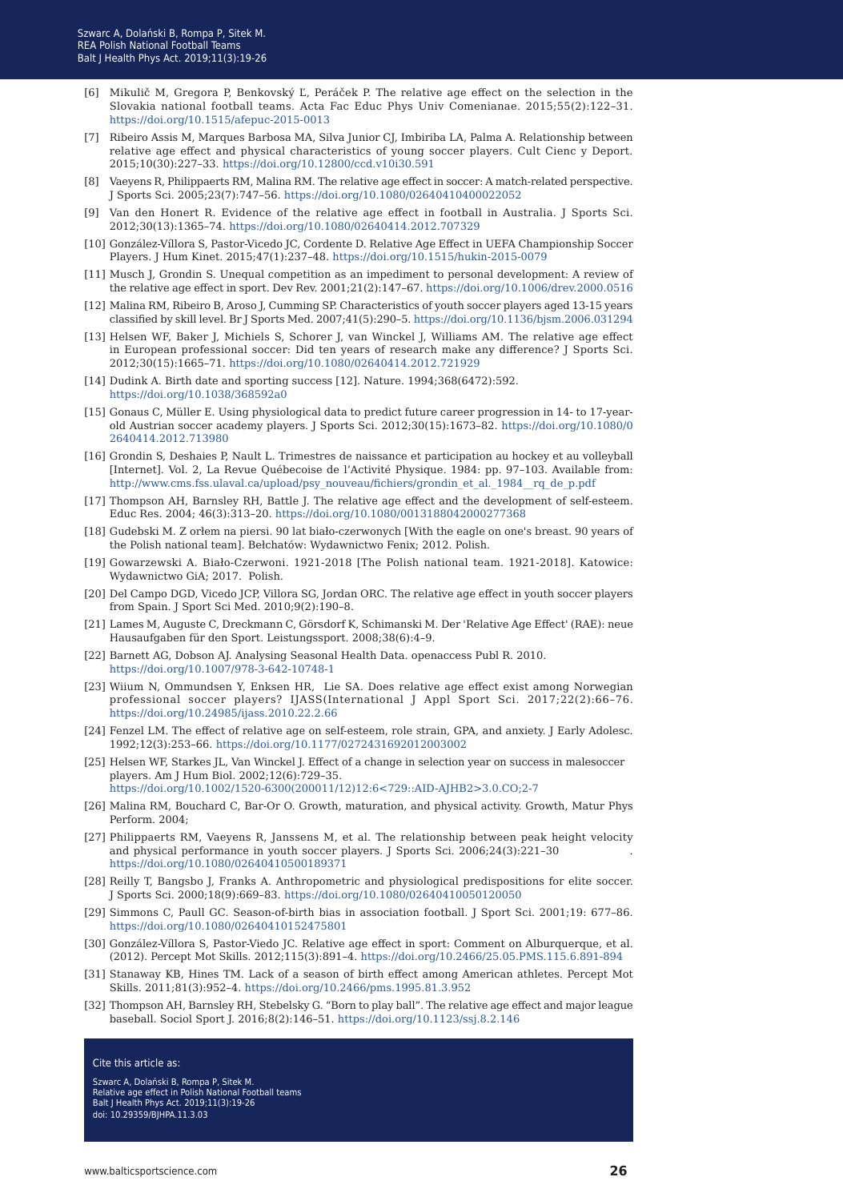[6] Mikulič M, Gregora P, Benkovský Ľ, Peráček P. The relative age effect on the selection in the Slovakia national football teams. Acta Fac Educ Phys Univ Comenianae. 2015;55(2):122–31. https://doi.org/10.1515/afepuc-2015-0013

[7] Ribeiro Assis M, Marques Barbosa MA, Silva Junior CJ, Imbiriba LA, Palma A. Relationship between relative age effect and physical characteristics of young soccer players. Cult Cienc y Deport. 2015;10(30):227–33. https://doi.org/10.12800/ccd.v10i30.591

[8] Vaeyens R, Philippaerts RM, Malina RM. The relative age effect in soccer: A match-related perspective. J Sports Sci. 2005;23(7):747–56. https://doi.org/10.1080/02640410400022052

[9] Van den Honert R. Evidence of the relative age effect in football in Australia. J Sports Sci. 2012;30(13):1365–74. https://doi.org/10.1080/02640414.2012.707329

[10] González-Víllora S, Pastor-Vicedo JC, Cordente D. Relative Age Effect in UEFA Championship Soccer Players. J Hum Kinet. 2015;47(1):237–48. https://doi.org/10.1515/hukin-2015-0079

[11] Musch J, Grondin S. Unequal competition as an impediment to personal development: A review of the relative age effect in sport. Dev Rev. 2001;21(2):147–67. https://doi.org/10.1006/drev.2000.0516

[12] Malina RM, Ribeiro B, Aroso J, Cumming SP. Characteristics of youth soccer players aged 13-15 years classified by skill level. Br J Sports Med. 2007;41(5):290–5. https://doi.org/10.1136/bjsm.2006.031294

[13] Helsen WF, Baker J, Michiels S, Schorer J, van Winckel J, Williams AM. The relative age effect in European professional soccer: Did ten years of research make any difference? J Sports Sci. 2012;30(15):1665–71. https://doi.org/10.1080/02640414.2012.721929

[14] Dudink A. Birth date and sporting success [12]. Nature. 1994;368(6472):592. https://doi.org/10.1038/368592a0

[15] Gonaus C, Müller E. Using physiological data to predict future career progression in 14- to 17-year-old Austrian soccer academy players. J Sports Sci. 2012;30(15):1673–82. https://doi.org/10.1080/02640414.2012.713980

[16] Grondin S, Deshaies P, Nault L. Trimestres de naissance et participation au hockey et au volleyball [Internet]. Vol. 2, La Revue Québecoise de l'Activité Physique. 1984: pp. 97–103. Available from: http://www.cms.fss.ulaval.ca/upload/psy_nouveau/fichiers/grondin_et_al._1984__rq_de_p.pdf

[17] Thompson AH, Barnsley RH, Battle J. The relative age effect and the development of self-esteem. Educ Res. 2004; 46(3):313–20. https://doi.org/10.1080/0013188042000277368

[18] Gudebski M. Z orłem na piersi. 90 lat biało-czerwonych [With the eagle on one's breast. 90 years of the Polish national team]. Bełchatów: Wydawnictwo Fenix; 2012. Polish.

[19] Gowarzewski A. Biało-Czerwoni. 1921-2018 [The Polish national team. 1921-2018]. Katowice: Wydawnictwo GiA; 2017. Polish.

[20] Del Campo DGD, Vicedo JCP, Villora SG, Jordan ORC. The relative age effect in youth soccer players from Spain. J Sport Sci Med. 2010;9(2):190–8.

[21] Lames M, Auguste C, Dreckmann C, Görsdorf K, Schimanski M. Der 'Relative Age Effect' (RAE): neue Hausaufgaben für den Sport. Leistungssport. 2008;38(6):4–9.

[22] Barnett AG, Dobson AJ. Analysing Seasonal Health Data. openaccess Publ R. 2010. https://doi.org/10.1007/978-3-642-10748-1

[23] Wiium N, Ommundsen Y, Enksen HR, Lie SA. Does relative age effect exist among Norwegian professional soccer players? IJASS(International J Appl Sport Sci. 2017;22(2):66–76. https://doi.org/10.24985/ijass.2010.22.2.66

[24] Fenzel LM. The effect of relative age on self-esteem, role strain, GPA, and anxiety. J Early Adolesc. 1992;12(3):253–66. https://doi.org/10.1177/0272431692012003002

[25] Helsen WF, Starkes JL, Van Winckel J. Effect of a change in selection year on success in malesoccer players. Am J Hum Biol. 2002;12(6):729–35. https://doi.org/10.1002/1520-6300(200011/12)12:6<729::AID-AJHB2>3.0.CO;2-7

[26] Malina RM, Bouchard C, Bar-Or O. Growth, maturation, and physical activity. Growth, Matur Phys Perform. 2004;

[27] Philippaerts RM, Vaeyens R, Janssens M, et al. The relationship between peak height velocity and physical performance in youth soccer players. J Sports Sci. 2006;24(3):221–30. https://doi.org/10.1080/02640410500189371

[28] Reilly T, Bangsbo J, Franks A. Anthropometric and physiological predispositions for elite soccer. J Sports Sci. 2000;18(9):669–83. https://doi.org/10.1080/02640410050120050

[29] Simmons C, Paull GC. Season-of-birth bias in association football. J Sport Sci. 2001;19: 677–86. https://doi.org/10.1080/02640410152475801

[30] González-Víllora S, Pastor-Viedo JC. Relative age effect in sport: Comment on Alburquerque, et al. (2012). Percept Mot Skills. 2012;115(3):891–4. https://doi.org/10.2466/25.05.PMS.115.6.891-894

[31] Stanaway KB, Hines TM. Lack of a season of birth effect among American athletes. Percept Mot Skills. 2011;81(3):952–4. https://doi.org/10.2466/pms.1995.81.3.952

[32] Thompson AH, Barnsley RH, Stebelsky G. "Born to play ball". The relative age effect and major league baseball. Sociol Sport J. 2016;8(2):146–51. https://doi.org/10.1123/ssj.8.2.146

Cite this article as:

Szwarc A, Dolański B, Rompa P, Sitek M.
Relative age effect in Polish National Football teams
Balt J Health Phys Act. 2019;11(3):19-26
doi: 10.29359/BJHPA.11.3.03